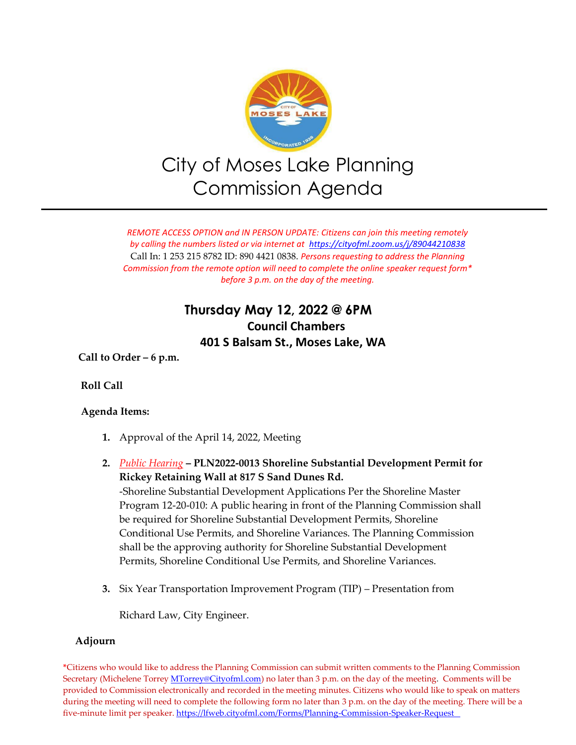# City of Moses Lake Planning Commission Agenda

*REMOTE ACCESS OPTION and IN PERSON UPDATE: Citizens can join this meeting remotely by calling the numbers listed or via internet at https://cityofml.zoom.us/j/89044210838* Call In: 1 253 215 8782 ID: 890 4421 0838. *Persons requesting to address the Planning Commission from the remote option will need to complete the online speaker request form* before 3 p.m. on the day of the meeting.*

## Thursday May 12, 2022 @ 6PM

### Council Chambers

### 401 S Balsam St., Moses Lake, WA

**Call to Order – 6 p.m.**

**Roll Call**

**Agenda Items:**

1. Approval of the April 14, 2022, Meeting
2. *Public Hearing* – **PLN2022-0013 Shoreline Substantial Development Permit for Rickey Retaining Wall at 817 S Sand Dunes Rd.**
   -Shoreline Substantial Development Applications Per the Shoreline Master Program 12-20-010: A public hearing in front of the Planning Commission shall be required for Shoreline Substantial Development Permits, Shoreline Conditional Use Permits, and Shoreline Variances. The Planning Commission shall be the approving authority for Shoreline Substantial Development Permits, Shoreline Conditional Use Permits, and Shoreline Variances.
3. Six Year Transportation Improvement Program (TIP) – Presentation from

   Richard Law, City Engineer.

**Adjourn**

*Citizens who would like to address the Planning Commission can submit written comments to the Planning Commission Secretary (Michelene Torrey MTorrey@Cityofml.com) no later than 3 p.m. on the day of the meeting. Comments will be provided to Commission electronically and recorded in the meeting minutes. Citizens who would like to speak on matters during the meeting will need to complete the following form no later than 3 p.m. on the day of the meeting. There will be a five-minute limit per speaker. https://lfweb.cityofml.com/Forms/Planning-Commission-Speaker-Request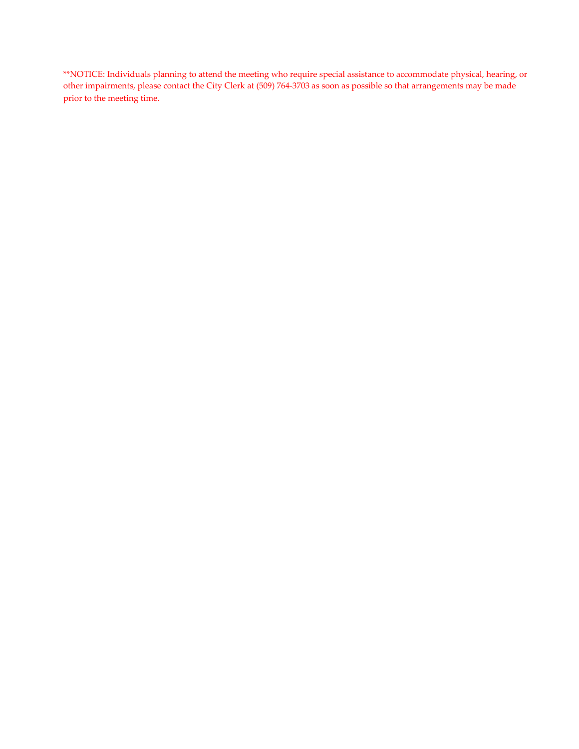**NOTICE: Individuals planning to attend the meeting who require special assistance to accommodate physical, hearing, or other impairments, please contact the City Clerk at (509) 764-3703 as soon as possible so that arrangements may be made prior to the meeting time.